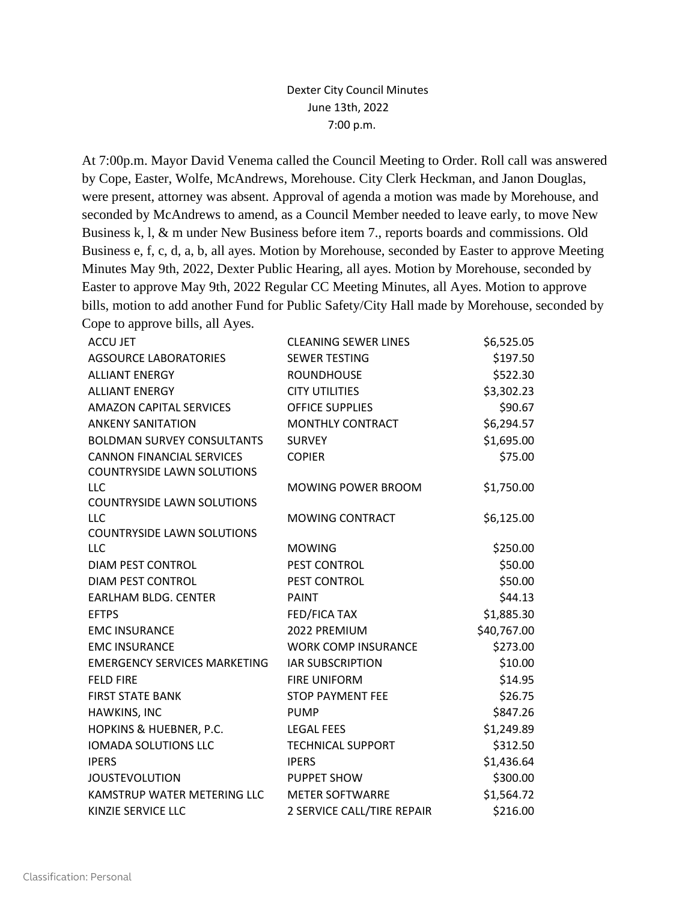Dexter City Council Minutes
June 13th, 2022
7:00 p.m.

At 7:00p.m. Mayor David Venema called the Council Meeting to Order. Roll call was answered by Cope, Easter, Wolfe, McAndrews, Morehouse. City Clerk Heckman, and Janon Douglas, were present, attorney was absent. Approval of agenda a motion was made by Morehouse, and seconded by McAndrews to amend, as a Council Member needed to leave early, to move New Business k, l, & m under New Business before item 7., reports boards and commissions. Old Business e, f, c, d, a, b, all ayes. Motion by Morehouse, seconded by Easter to approve Meeting Minutes May 9th, 2022, Dexter Public Hearing, all ayes. Motion by Morehouse, seconded by Easter to approve May 9th, 2022 Regular CC Meeting Minutes, all Ayes. Motion to approve bills, motion to add another Fund for Public Safety/City Hall made by Morehouse, seconded by Cope to approve bills, all Ayes.

| | | |
|---|---|---|
| ACCU JET | CLEANING SEWER LINES | $6,525.05 |
| AGSOURCE LABORATORIES | SEWER TESTING | $197.50 |
| ALLIANT ENERGY | ROUNDHOUSE | $522.30 |
| ALLIANT ENERGY | CITY UTILITIES | $3,302.23 |
| AMAZON CAPITAL SERVICES | OFFICE SUPPLIES | $90.67 |
| ANKENY SANITATION | MONTHLY CONTRACT | $6,294.57 |
| BOLDMAN SURVEY CONSULTANTS | SURVEY | $1,695.00 |
| CANNON FINANCIAL SERVICES | COPIER | $75.00 |
| COUNTRYSIDE LAWN SOLUTIONS LLC | MOWING POWER BROOM | $1,750.00 |
| COUNTRYSIDE LAWN SOLUTIONS LLC | MOWING CONTRACT | $6,125.00 |
| COUNTRYSIDE LAWN SOLUTIONS LLC | MOWING | $250.00 |
| DIAM PEST CONTROL | PEST CONTROL | $50.00 |
| DIAM PEST CONTROL | PEST CONTROL | $50.00 |
| EARLHAM BLDG. CENTER | PAINT | $44.13 |
| EFTPS | FED/FICA TAX | $1,885.30 |
| EMC INSURANCE | 2022 PREMIUM | $40,767.00 |
| EMC INSURANCE | WORK COMP INSURANCE | $273.00 |
| EMERGENCY SERVICES MARKETING | IAR SUBSCRIPTION | $10.00 |
| FELD FIRE | FIRE UNIFORM | $14.95 |
| FIRST STATE BANK | STOP PAYMENT FEE | $26.75 |
| HAWKINS, INC | PUMP | $847.26 |
| HOPKINS & HUEBNER, P.C. | LEGAL FEES | $1,249.89 |
| IOMADA SOLUTIONS LLC | TECHNICAL SUPPORT | $312.50 |
| IPERS | IPERS | $1,436.64 |
| JOUSTEVOLUTION | PUPPET SHOW | $300.00 |
| KAMSTRUP WATER METERING LLC | METER SOFTWARRE | $1,564.72 |
| KINZIE SERVICE LLC | 2 SERVICE CALL/TIRE REPAIR | $216.00 |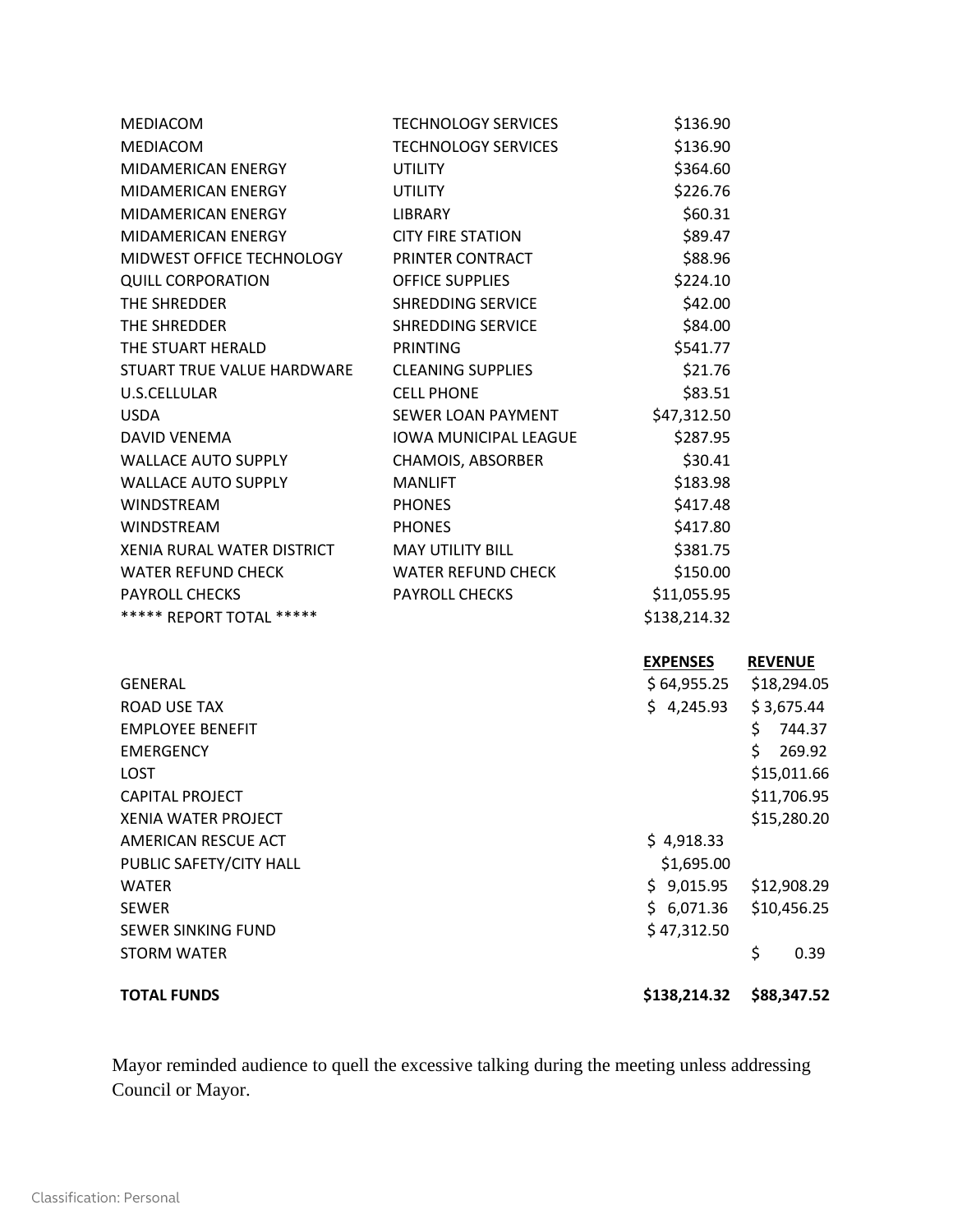| | | | |
|---|---|---|---|
| MEDIACOM | TECHNOLOGY SERVICES | $136.90 | |
| MEDIACOM | TECHNOLOGY SERVICES | $136.90 | |
| MIDAMERICAN ENERGY | UTILITY | $364.60 | |
| MIDAMERICAN ENERGY | UTILITY | $226.76 | |
| MIDAMERICAN ENERGY | LIBRARY | $60.31 | |
| MIDAMERICAN ENERGY | CITY FIRE STATION | $89.47 | |
| MIDWEST OFFICE TECHNOLOGY | PRINTER CONTRACT | $88.96 | |
| QUILL CORPORATION | OFFICE SUPPLIES | $224.10 | |
| THE SHREDDER | SHREDDING SERVICE | $42.00 | |
| THE SHREDDER | SHREDDING SERVICE | $84.00 | |
| THE STUART HERALD | PRINTING | $541.77 | |
| STUART TRUE VALUE HARDWARE | CLEANING SUPPLIES | $21.76 | |
| U.S.CELLULAR | CELL PHONE | $83.51 | |
| USDA | SEWER LOAN PAYMENT | $47,312.50 | |
| DAVID VENEMA | IOWA MUNICIPAL LEAGUE | $287.95 | |
| WALLACE AUTO SUPPLY | CHAMOIS, ABSORBER | $30.41 | |
| WALLACE AUTO SUPPLY | MANLIFT | $183.98 | |
| WINDSTREAM | PHONES | $417.48 | |
| WINDSTREAM | PHONES | $417.80 | |
| XENIA RURAL WATER DISTRICT | MAY UTILITY BILL | $381.75 | |
| WATER REFUND CHECK | WATER REFUND CHECK | $150.00 | |
| PAYROLL CHECKS | PAYROLL CHECKS | $11,055.95 | |
| ***** REPORT TOTAL ***** | | $138,214.32 | |
| | | **EXPENSES** | **REVENUE** |
| GENERAL | | $ 64,955.25 | $18,294.05 |
| ROAD USE TAX | | $ 4,245.93 | $ 3,675.44 |
| EMPLOYEE BENEFIT | | | $ 744.37 |
| EMERGENCY | | | $ 269.92 |
| LOST | | | $15,011.66 |
| CAPITAL PROJECT | | | $11,706.95 |
| XENIA WATER PROJECT | | | $15,280.20 |
| AMERICAN RESCUE ACT | | $ 4,918.33 | |
| PUBLIC SAFETY/CITY HALL | | $1,695.00 | |
| WATER | | $ 9,015.95 | $12,908.29 |
| SEWER | | $ 6,071.36 | $10,456.25 |
| SEWER SINKING FUND | | $ 47,312.50 | |
| STORM WATER | | | $ 0.39 |
| **TOTAL FUNDS** | | **$138,214.32** | **$88,347.52** |

Mayor reminded audience to quell the excessive talking during the meeting unless addressing Council or Mayor.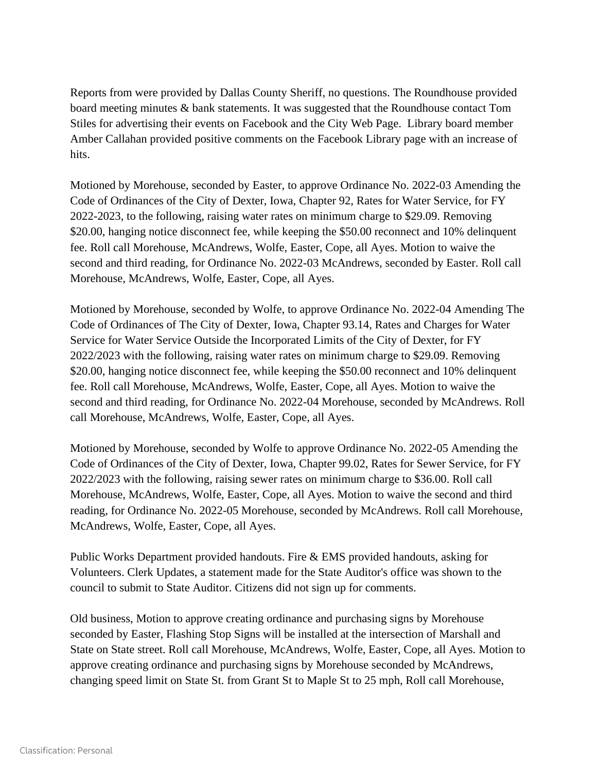Reports from were provided by Dallas County Sheriff, no questions. The Roundhouse provided board meeting minutes & bank statements. It was suggested that the Roundhouse contact Tom Stiles for advertising their events on Facebook and the City Web Page.  Library board member Amber Callahan provided positive comments on the Facebook Library page with an increase of hits.

Motioned by Morehouse, seconded by Easter, to approve Ordinance No. 2022-03 Amending the Code of Ordinances of the City of Dexter, Iowa, Chapter 92, Rates for Water Service, for FY 2022-2023, to the following, raising water rates on minimum charge to $29.09. Removing $20.00, hanging notice disconnect fee, while keeping the $50.00 reconnect and 10% delinquent fee. Roll call Morehouse, McAndrews, Wolfe, Easter, Cope, all Ayes. Motion to waive the second and third reading, for Ordinance No. 2022-03 McAndrews, seconded by Easter. Roll call Morehouse, McAndrews, Wolfe, Easter, Cope, all Ayes.

Motioned by Morehouse, seconded by Wolfe, to approve Ordinance No. 2022-04 Amending The Code of Ordinances of The City of Dexter, Iowa, Chapter 93.14, Rates and Charges for Water Service for Water Service Outside the Incorporated Limits of the City of Dexter, for FY 2022/2023 with the following, raising water rates on minimum charge to $29.09. Removing $20.00, hanging notice disconnect fee, while keeping the $50.00 reconnect and 10% delinquent fee. Roll call Morehouse, McAndrews, Wolfe, Easter, Cope, all Ayes. Motion to waive the second and third reading, for Ordinance No. 2022-04 Morehouse, seconded by McAndrews. Roll call Morehouse, McAndrews, Wolfe, Easter, Cope, all Ayes.

Motioned by Morehouse, seconded by Wolfe to approve Ordinance No. 2022-05 Amending the Code of Ordinances of the City of Dexter, Iowa, Chapter 99.02, Rates for Sewer Service, for FY 2022/2023 with the following, raising sewer rates on minimum charge to $36.00. Roll call Morehouse, McAndrews, Wolfe, Easter, Cope, all Ayes. Motion to waive the second and third reading, for Ordinance No. 2022-05 Morehouse, seconded by McAndrews. Roll call Morehouse, McAndrews, Wolfe, Easter, Cope, all Ayes.

Public Works Department provided handouts. Fire & EMS provided handouts, asking for Volunteers. Clerk Updates, a statement made for the State Auditor's office was shown to the council to submit to State Auditor. Citizens did not sign up for comments.

Old business, Motion to approve creating ordinance and purchasing signs by Morehouse seconded by Easter, Flashing Stop Signs will be installed at the intersection of Marshall and State on State street. Roll call Morehouse, McAndrews, Wolfe, Easter, Cope, all Ayes. Motion to approve creating ordinance and purchasing signs by Morehouse seconded by McAndrews, changing speed limit on State St. from Grant St to Maple St to 25 mph, Roll call Morehouse,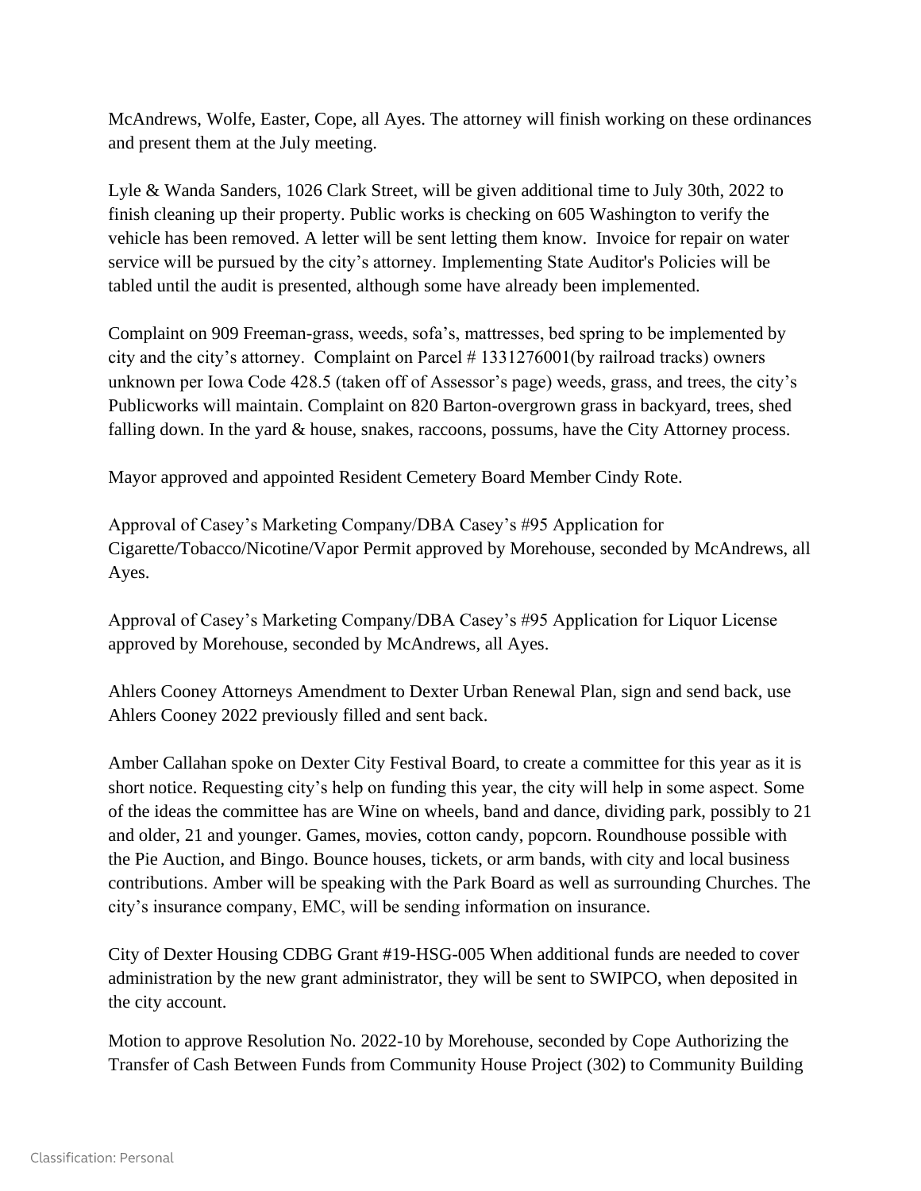McAndrews, Wolfe, Easter, Cope, all Ayes. The attorney will finish working on these ordinances and present them at the July meeting.

Lyle & Wanda Sanders, 1026 Clark Street, will be given additional time to July 30th, 2022 to finish cleaning up their property. Public works is checking on 605 Washington to verify the vehicle has been removed. A letter will be sent letting them know. Invoice for repair on water service will be pursued by the city's attorney. Implementing State Auditor's Policies will be tabled until the audit is presented, although some have already been implemented.

Complaint on 909 Freeman-grass, weeds, sofa's, mattresses, bed spring to be implemented by city and the city's attorney. Complaint on Parcel # 1331276001(by railroad tracks) owners unknown per Iowa Code 428.5 (taken off of Assessor's page) weeds, grass, and trees, the city's Publicworks will maintain. Complaint on 820 Barton-overgrown grass in backyard, trees, shed falling down. In the yard & house, snakes, raccoons, possums, have the City Attorney process.

Mayor approved and appointed Resident Cemetery Board Member Cindy Rote.

Approval of Casey's Marketing Company/DBA Casey's #95 Application for Cigarette/Tobacco/Nicotine/Vapor Permit approved by Morehouse, seconded by McAndrews, all Ayes.

Approval of Casey's Marketing Company/DBA Casey's #95 Application for Liquor License approved by Morehouse, seconded by McAndrews, all Ayes.

Ahlers Cooney Attorneys Amendment to Dexter Urban Renewal Plan, sign and send back, use Ahlers Cooney 2022 previously filled and sent back.

Amber Callahan spoke on Dexter City Festival Board, to create a committee for this year as it is short notice. Requesting city's help on funding this year, the city will help in some aspect. Some of the ideas the committee has are Wine on wheels, band and dance, dividing park, possibly to 21 and older, 21 and younger. Games, movies, cotton candy, popcorn. Roundhouse possible with the Pie Auction, and Bingo. Bounce houses, tickets, or arm bands, with city and local business contributions. Amber will be speaking with the Park Board as well as surrounding Churches. The city's insurance company, EMC, will be sending information on insurance.

City of Dexter Housing CDBG Grant #19-HSG-005 When additional funds are needed to cover administration by the new grant administrator, they will be sent to SWIPCO, when deposited in the city account.

Motion to approve Resolution No. 2022-10 by Morehouse, seconded by Cope Authorizing the Transfer of Cash Between Funds from Community House Project (302) to Community Building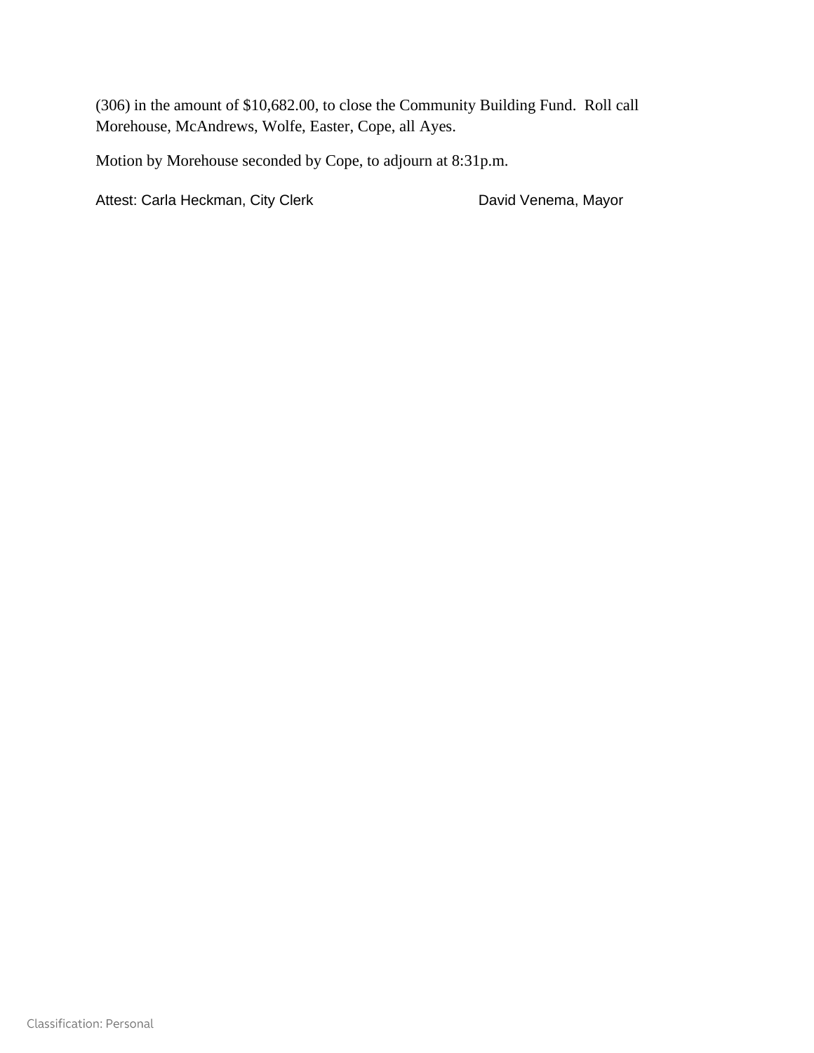(306) in the amount of $10,682.00, to close the Community Building Fund. Roll call Morehouse, McAndrews, Wolfe, Easter, Cope, all Ayes.

Motion by Morehouse seconded by Cope, to adjourn at 8:31p.m.

Attest: Carla Heckman, City Clerk David Venema, Mayor